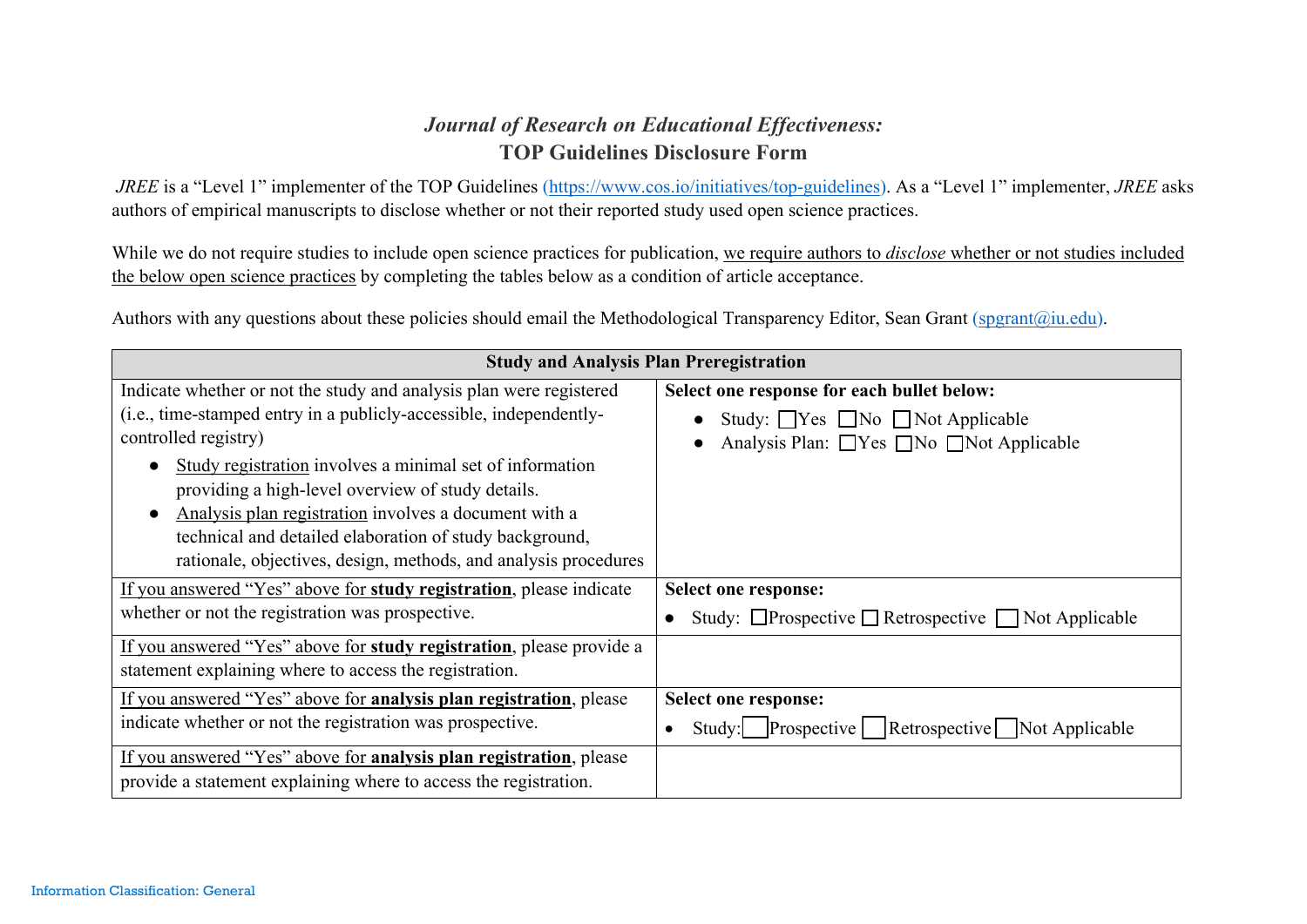# *Journal of Research on Educational Effectiveness:*
# TOP Guidelines Disclosure Form

*JREE* is a "Level 1" implementer of the TOP Guidelines (https://www.cos.io/initiatives/top-guidelines). As a "Level 1" implementer, *JREE* asks authors of empirical manuscripts to disclose whether or not their reported study used open science practices.

While we do not require studies to include open science practices for publication, <u>we require authors to *disclose* whether or not studies included the below open science practices</u> by completing the tables below as a condition of article acceptance.

Authors with any questions about these policies should email the Methodological Transparency Editor, Sean Grant (spgrant@iu.edu).

| **Study and Analysis Plan Preregistration** | |
|---|---|
| Indicate whether or not the study and analysis plan were registered (i.e., time-stamped entry in a publicly-accessible, independently-controlled registry)<br>● <u>Study registration</u> involves a minimal set of information providing a high-level overview of study details.<br>● <u>Analysis plan registration</u> involves a document with a technical and detailed elaboration of study background, rationale, objectives, design, methods, and analysis procedures | **Select one response for each bullet below:**<br>● Study: ☐Yes ☐No ☐Not Applicable<br>● Analysis Plan: ☐Yes ☐No ☐Not Applicable |
| <u>If you answered "Yes" above for **study registration**</u>, please indicate whether or not the registration was prospective. | **Select one response:**<br>● Study: ☐Prospective ☐ Retrospective ☐ Not Applicable |
| <u>If you answered "Yes" above for **study registration**</u>, please provide a statement explaining where to access the registration. | |
| <u>If you answered "Yes" above for **analysis plan registration**</u>, please indicate whether or not the registration was prospective. | **Select one response:**<br>● Study: ☐Prospective ☐Retrospective ☐Not Applicable |
| <u>If you answered "Yes" above for **analysis plan registration**</u>, please provide a statement explaining where to access the registration. | |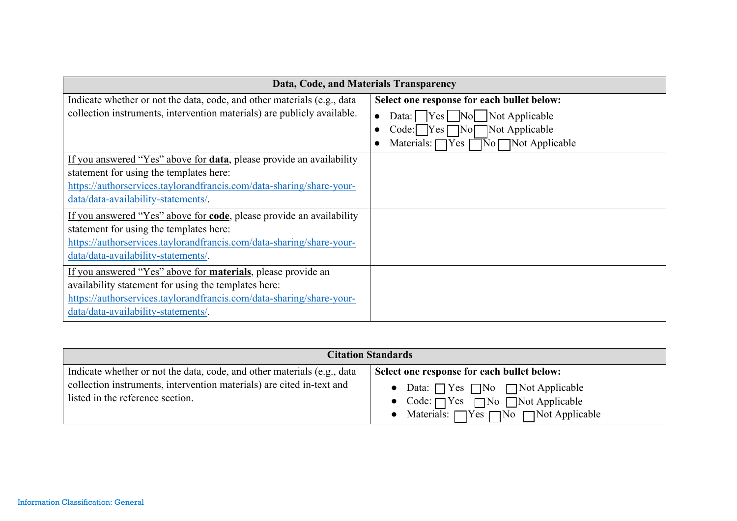| Data, Code, and Materials Transparency | |
|---|---|
| Indicate whether or not the data, code, and other materials (e.g., data collection instruments, intervention materials) are publicly available. | **Select one response for each bullet below:**<br>● Data: ☐ Yes ☐ No ☐ Not Applicable<br>● Code: ☐ Yes ☐ No ☐ Not Applicable<br>● Materials: ☐ Yes ☐ No ☐ Not Applicable |
| If you answered "Yes" above for **data**, please provide an availability statement for using the templates here: https://authorservices.taylorandfrancis.com/data-sharing/share-your-data/data-availability-statements/. | |
| If you answered "Yes" above for **code**, please provide an availability statement for using the templates here: https://authorservices.taylorandfrancis.com/data-sharing/share-your-data/data-availability-statements/. | |
| If you answered "Yes" above for **materials**, please provide an availability statement for using the templates here: https://authorservices.taylorandfrancis.com/data-sharing/share-your-data/data-availability-statements/. | |

| Citation Standards | |
|---|---|
| Indicate whether or not the data, code, and other materials (e.g., data collection instruments, intervention materials) are cited in-text and listed in the reference section. | **Select one response for each bullet below:**<br>● Data: ☐ Yes ☐ No ☐ Not Applicable<br>● Code: ☐ Yes ☐ No ☐ Not Applicable<br>● Materials: ☐ Yes ☐ No ☐ Not Applicable |

Information Classification: General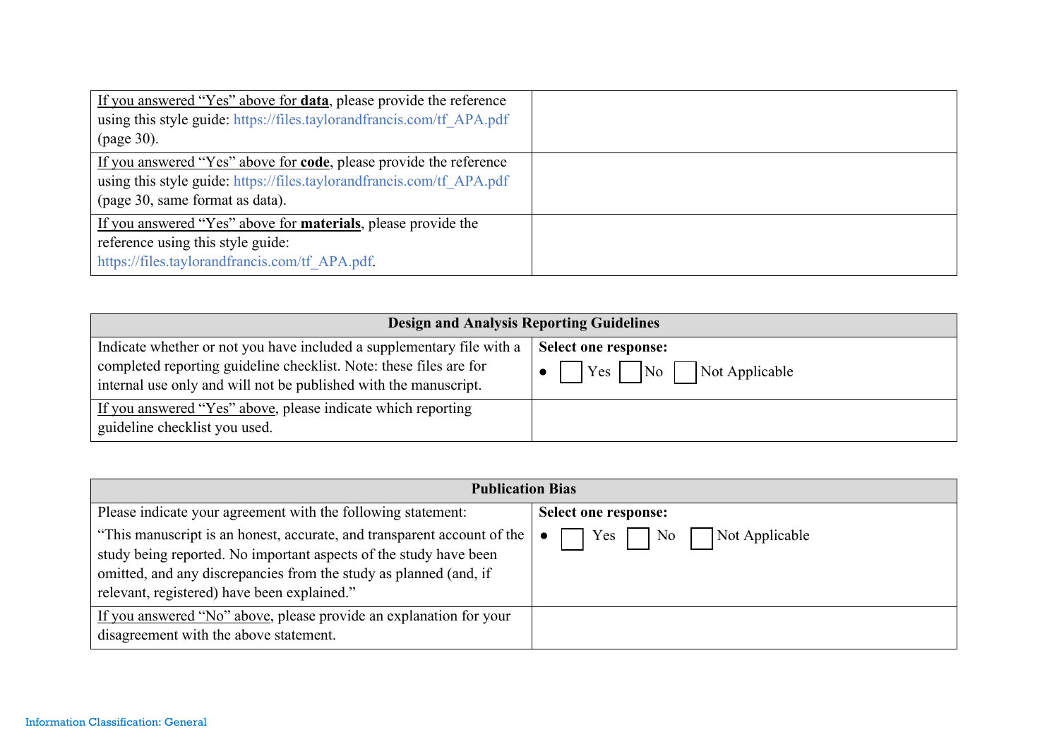| If you answered "Yes" above for **data**, please provide the reference using this style guide: https://files.taylorandfrancis.com/tf_APA.pdf (page 30). | |
|---|---|
| If you answered "Yes" above for **code**, please provide the reference using this style guide: https://files.taylorandfrancis.com/tf_APA.pdf (page 30, same format as data). | |
| If you answered "Yes" above for **materials**, please provide the reference using this style guide: https://files.taylorandfrancis.com/tf_APA.pdf. | |

| **Design and Analysis Reporting Guidelines** | |
|---|---|
| Indicate whether or not you have included a supplementary file with a completed reporting guideline checklist. Note: these files are for internal use only and will not be published with the manuscript. | **Select one response:** ● ☐ Yes ☐ No ☐ Not Applicable |
| If you answered "Yes" above, please indicate which reporting guideline checklist you used. | |

| **Publication Bias** | |
|---|---|
| Please indicate your agreement with the following statement: "This manuscript is an honest, accurate, and transparent account of the study being reported. No important aspects of the study have been omitted, and any discrepancies from the study as planned (and, if relevant, registered) have been explained." | **Select one response:** ● ☐ Yes ☐ No ☐ Not Applicable |
| If you answered "No" above, please provide an explanation for your disagreement with the above statement. | |

Information Classification: General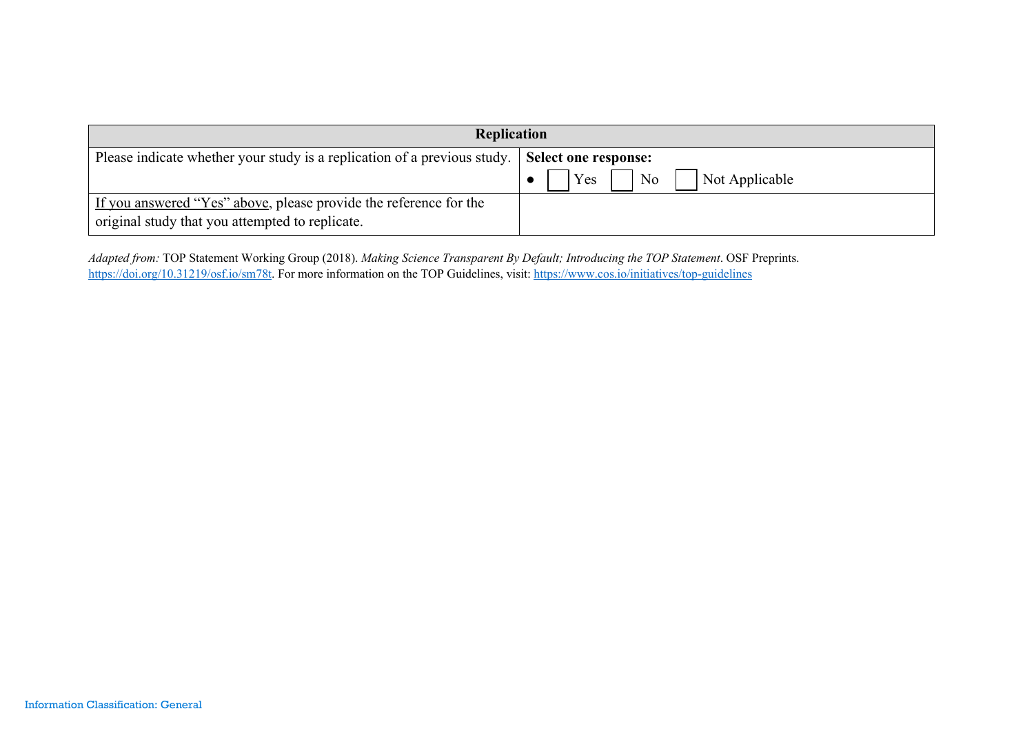| Replication | |
|---|---|
| Please indicate whether your study is a replication of a previous study. | **Select one response:**<br>• ☐ Yes ☐ No ☐ Not Applicable |
| If you answered "Yes" above, please provide the reference for the original study that you attempted to replicate. | |

*Adapted from:* TOP Statement Working Group (2018). *Making Science Transparent By Default; Introducing the TOP Statement*. OSF Preprints. https://doi.org/10.31219/osf.io/sm78t. For more information on the TOP Guidelines, visit: https://www.cos.io/initiatives/top-guidelines

Information Classification: General